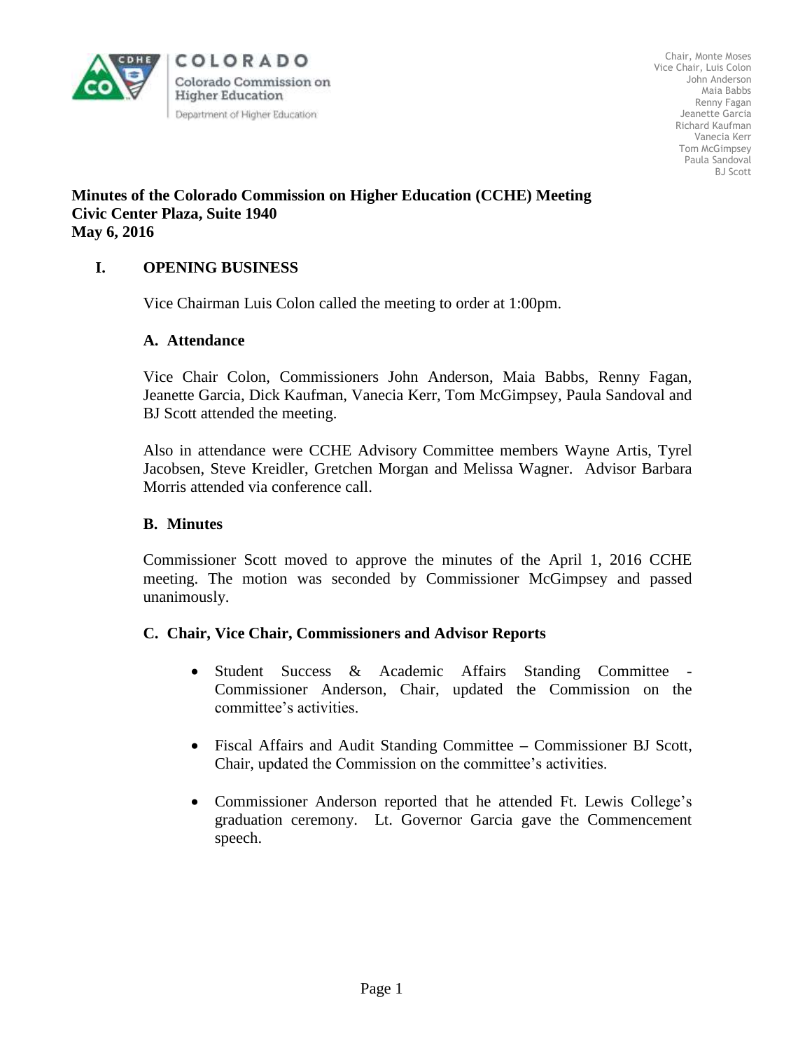COLORADO
Colorado Commission on
Higher Education
Department of Higher Education

Chair, Monte Moses
Vice Chair, Luis Colon
John Anderson
Maia Babbs
Renny Fagan
Jeanette Garcia
Richard Kaufman
Vanecia Kerr
Tom McGimpsey
Paula Sandoval
BJ Scott

**Minutes of the Colorado Commission on Higher Education (CCHE) Meeting**
**Civic Center Plaza, Suite 1940**
**May 6, 2016**

## I. OPENING BUSINESS

Vice Chairman Luis Colon called the meeting to order at 1:00pm.

### A. Attendance

Vice Chair Colon, Commissioners John Anderson, Maia Babbs, Renny Fagan, Jeanette Garcia, Dick Kaufman, Vanecia Kerr, Tom McGimpsey, Paula Sandoval and BJ Scott attended the meeting.

Also in attendance were CCHE Advisory Committee members Wayne Artis, Tyrel Jacobsen, Steve Kreidler, Gretchen Morgan and Melissa Wagner. Advisor Barbara Morris attended via conference call.

### B. Minutes

Commissioner Scott moved to approve the minutes of the April 1, 2016 CCHE meeting. The motion was seconded by Commissioner McGimpsey and passed unanimously.

### C. Chair, Vice Chair, Commissioners and Advisor Reports

- Student Success & Academic Affairs Standing Committee - Commissioner Anderson, Chair, updated the Commission on the committee's activities.
- Fiscal Affairs and Audit Standing Committee – Commissioner BJ Scott, Chair, updated the Commission on the committee's activities.
- Commissioner Anderson reported that he attended Ft. Lewis College's graduation ceremony. Lt. Governor Garcia gave the Commencement speech.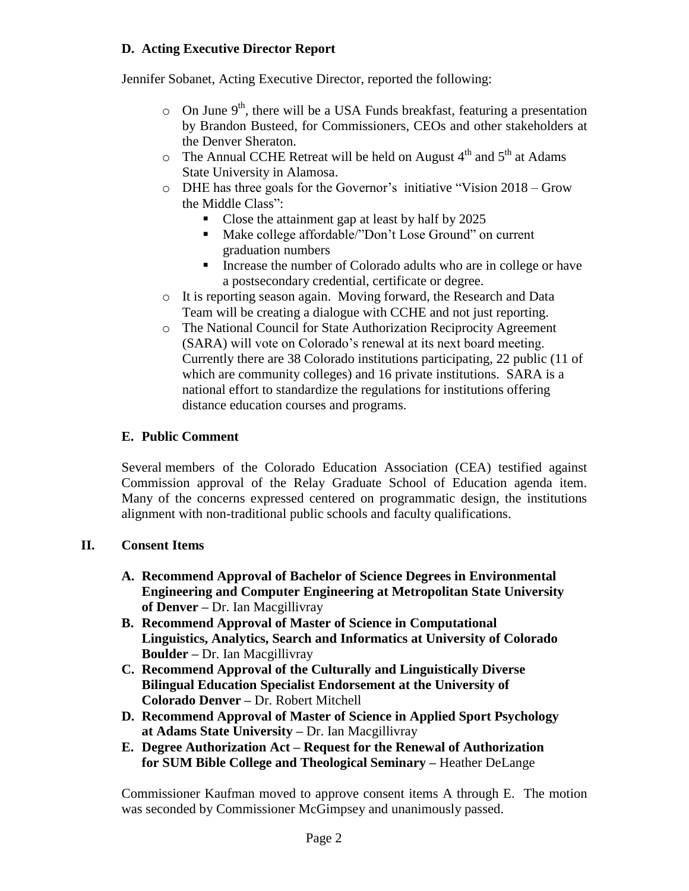### D. Acting Executive Director Report

Jennifer Sobanet, Acting Executive Director, reported the following:

- On June 9th, there will be a USA Funds breakfast, featuring a presentation by Brandon Busteed, for Commissioners, CEOs and other stakeholders at the Denver Sheraton.
- The Annual CCHE Retreat will be held on August 4th and 5th at Adams State University in Alamosa.
- DHE has three goals for the Governor's initiative "Vision 2018 – Grow the Middle Class":
  - Close the attainment gap at least by half by 2025
  - Make college affordable/"Don't Lose Ground" on current graduation numbers
  - Increase the number of Colorado adults who are in college or have a postsecondary credential, certificate or degree.
- It is reporting season again. Moving forward, the Research and Data Team will be creating a dialogue with CCHE and not just reporting.
- The National Council for State Authorization Reciprocity Agreement (SARA) will vote on Colorado's renewal at its next board meeting. Currently there are 38 Colorado institutions participating, 22 public (11 of which are community colleges) and 16 private institutions. SARA is a national effort to standardize the regulations for institutions offering distance education courses and programs.

### E. Public Comment

Several members of the Colorado Education Association (CEA) testified against Commission approval of the Relay Graduate School of Education agenda item. Many of the concerns expressed centered on programmatic design, the institutions alignment with non-traditional public schools and faculty qualifications.

## II. Consent Items

- **A. Recommend Approval of Bachelor of Science Degrees in Environmental Engineering and Computer Engineering at Metropolitan State University of Denver –** Dr. Ian Macgillivray
- **B. Recommend Approval of Master of Science in Computational Linguistics, Analytics, Search and Informatics at University of Colorado Boulder –** Dr. Ian Macgillivray
- **C. Recommend Approval of the Culturally and Linguistically Diverse Bilingual Education Specialist Endorsement at the University of Colorado Denver –** Dr. Robert Mitchell
- **D. Recommend Approval of Master of Science in Applied Sport Psychology at Adams State University –** Dr. Ian Macgillivray
- **E. Degree Authorization Act – Request for the Renewal of Authorization for SUM Bible College and Theological Seminary –** Heather DeLange

Commissioner Kaufman moved to approve consent items A through E. The motion was seconded by Commissioner McGimpsey and unanimously passed.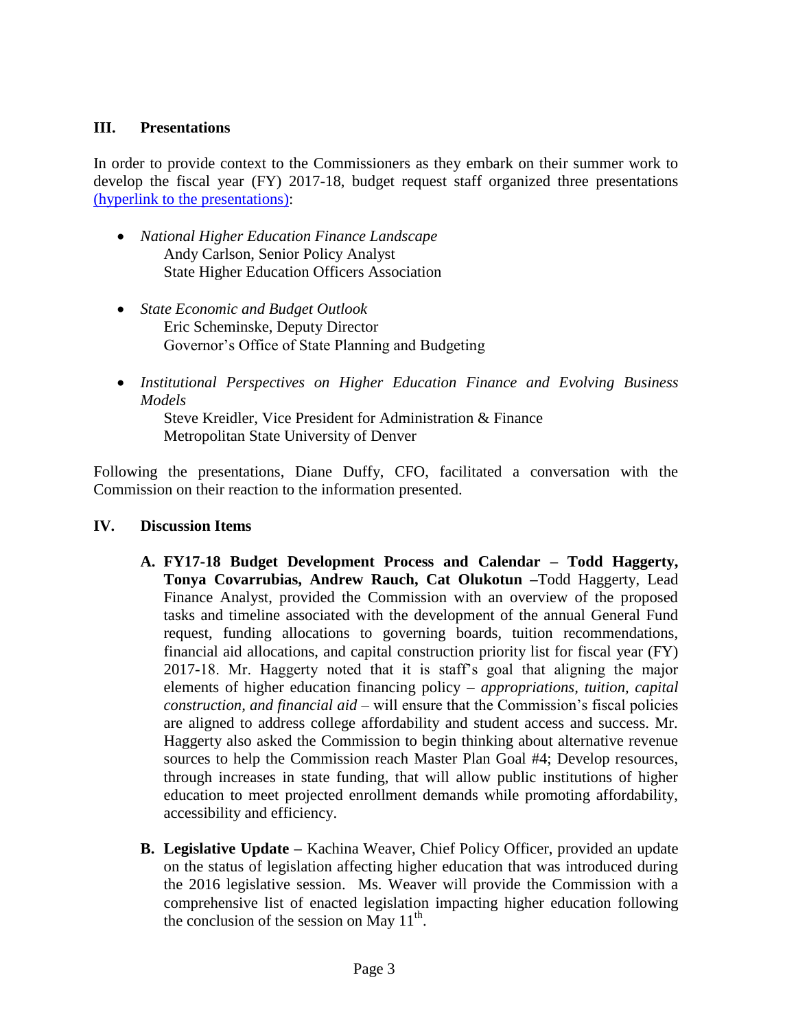## III. Presentations

In order to provide context to the Commissioners as they embark on their summer work to develop the fiscal year (FY) 2017-18, budget request staff organized three presentations (hyperlink to the presentations):

- *National Higher Education Finance Landscape*
  Andy Carlson, Senior Policy Analyst
  State Higher Education Officers Association

- *State Economic and Budget Outlook*
  Eric Scheminske, Deputy Director
  Governor's Office of State Planning and Budgeting

- *Institutional Perspectives on Higher Education Finance and Evolving Business Models*
  Steve Kreidler, Vice President for Administration & Finance
  Metropolitan State University of Denver

Following the presentations, Diane Duffy, CFO, facilitated a conversation with the Commission on their reaction to the information presented.

## IV. Discussion Items

**A. FY17-18 Budget Development Process and Calendar – Todd Haggerty, Tonya Covarrubias, Andrew Rauch, Cat Olukotun –**Todd Haggerty, Lead Finance Analyst, provided the Commission with an overview of the proposed tasks and timeline associated with the development of the annual General Fund request, funding allocations to governing boards, tuition recommendations, financial aid allocations, and capital construction priority list for fiscal year (FY) 2017-18. Mr. Haggerty noted that it is staff's goal that aligning the major elements of higher education financing policy – *appropriations, tuition, capital construction, and financial aid* – will ensure that the Commission's fiscal policies are aligned to address college affordability and student access and success. Mr. Haggerty also asked the Commission to begin thinking about alternative revenue sources to help the Commission reach Master Plan Goal #4; Develop resources, through increases in state funding, that will allow public institutions of higher education to meet projected enrollment demands while promoting affordability, accessibility and efficiency.

**B. Legislative Update –** Kachina Weaver, Chief Policy Officer, provided an update on the status of legislation affecting higher education that was introduced during the 2016 legislative session. Ms. Weaver will provide the Commission with a comprehensive list of enacted legislation impacting higher education following the conclusion of the session on May 11th.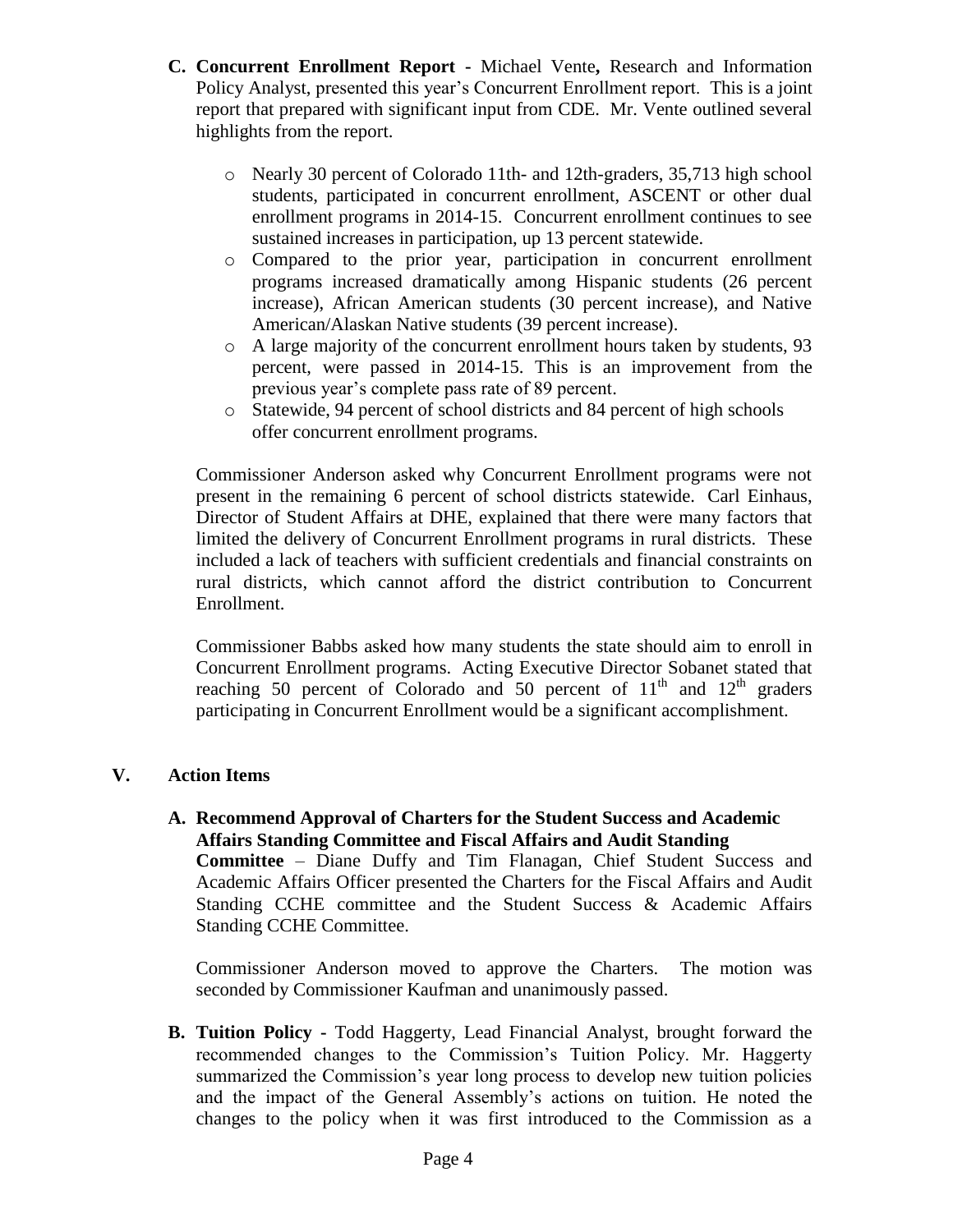**C. Concurrent Enrollment Report -** Michael Vente**,** Research and Information Policy Analyst, presented this year's Concurrent Enrollment report. This is a joint report that prepared with significant input from CDE. Mr. Vente outlined several highlights from the report.

- Nearly 30 percent of Colorado 11th- and 12th-graders, 35,713 high school students, participated in concurrent enrollment, ASCENT or other dual enrollment programs in 2014-15. Concurrent enrollment continues to see sustained increases in participation, up 13 percent statewide.
- Compared to the prior year, participation in concurrent enrollment programs increased dramatically among Hispanic students (26 percent increase), African American students (30 percent increase), and Native American/Alaskan Native students (39 percent increase).
- A large majority of the concurrent enrollment hours taken by students, 93 percent, were passed in 2014-15. This is an improvement from the previous year's complete pass rate of 89 percent.
- Statewide, 94 percent of school districts and 84 percent of high schools offer concurrent enrollment programs.

Commissioner Anderson asked why Concurrent Enrollment programs were not present in the remaining 6 percent of school districts statewide. Carl Einhaus, Director of Student Affairs at DHE, explained that there were many factors that limited the delivery of Concurrent Enrollment programs in rural districts. These included a lack of teachers with sufficient credentials and financial constraints on rural districts, which cannot afford the district contribution to Concurrent Enrollment.

Commissioner Babbs asked how many students the state should aim to enroll in Concurrent Enrollment programs. Acting Executive Director Sobanet stated that reaching 50 percent of Colorado and 50 percent of 11th and 12th graders participating in Concurrent Enrollment would be a significant accomplishment.

## V. Action Items

**A. Recommend Approval of Charters for the Student Success and Academic Affairs Standing Committee and Fiscal Affairs and Audit Standing Committee** – Diane Duffy and Tim Flanagan, Chief Student Success and Academic Affairs Officer presented the Charters for the Fiscal Affairs and Audit Standing CCHE committee and the Student Success & Academic Affairs Standing CCHE Committee.

Commissioner Anderson moved to approve the Charters. The motion was seconded by Commissioner Kaufman and unanimously passed.

**B. Tuition Policy -** Todd Haggerty, Lead Financial Analyst, brought forward the recommended changes to the Commission's Tuition Policy. Mr. Haggerty summarized the Commission's year long process to develop new tuition policies and the impact of the General Assembly's actions on tuition. He noted the changes to the policy when it was first introduced to the Commission as a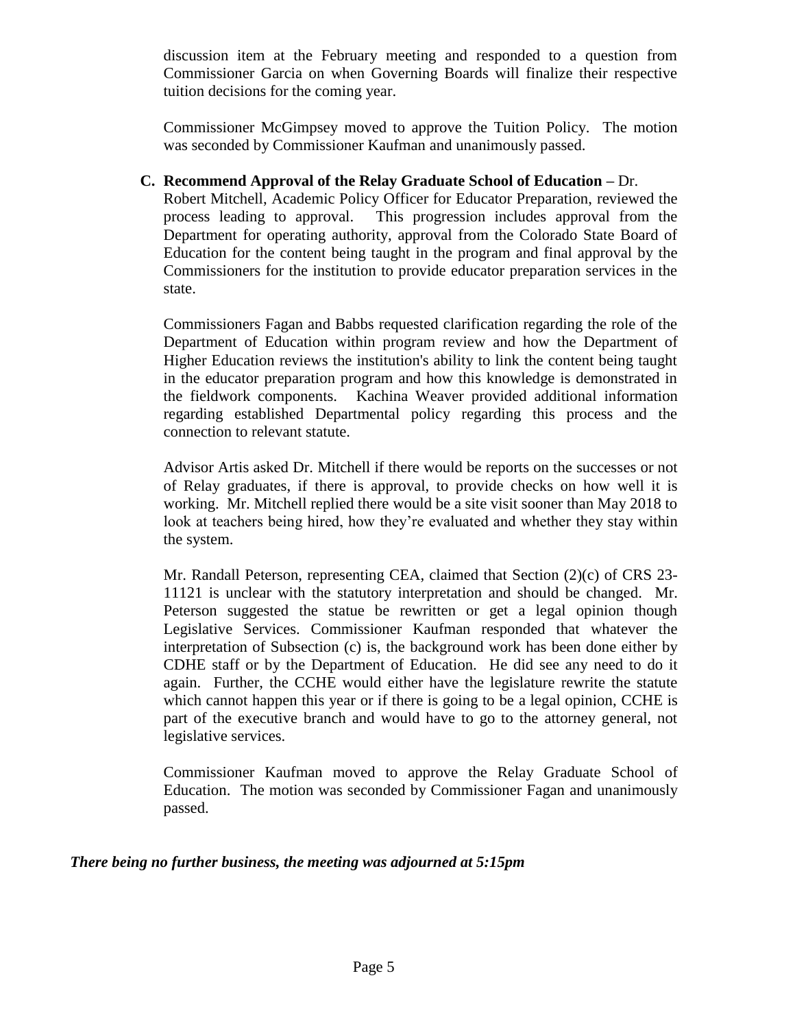discussion item at the February meeting and responded to a question from Commissioner Garcia on when Governing Boards will finalize their respective tuition decisions for the coming year.

Commissioner McGimpsey moved to approve the Tuition Policy. The motion was seconded by Commissioner Kaufman and unanimously passed.

**C. Recommend Approval of the Relay Graduate School of Education –** Dr. Robert Mitchell, Academic Policy Officer for Educator Preparation, reviewed the process leading to approval. This progression includes approval from the Department for operating authority, approval from the Colorado State Board of Education for the content being taught in the program and final approval by the Commissioners for the institution to provide educator preparation services in the state.

Commissioners Fagan and Babbs requested clarification regarding the role of the Department of Education within program review and how the Department of Higher Education reviews the institution's ability to link the content being taught in the educator preparation program and how this knowledge is demonstrated in the fieldwork components. Kachina Weaver provided additional information regarding established Departmental policy regarding this process and the connection to relevant statute.

Advisor Artis asked Dr. Mitchell if there would be reports on the successes or not of Relay graduates, if there is approval, to provide checks on how well it is working. Mr. Mitchell replied there would be a site visit sooner than May 2018 to look at teachers being hired, how they're evaluated and whether they stay within the system.

Mr. Randall Peterson, representing CEA, claimed that Section (2)(c) of CRS 23-11121 is unclear with the statutory interpretation and should be changed. Mr. Peterson suggested the statue be rewritten or get a legal opinion though Legislative Services. Commissioner Kaufman responded that whatever the interpretation of Subsection (c) is, the background work has been done either by CDHE staff or by the Department of Education. He did see any need to do it again. Further, the CCHE would either have the legislature rewrite the statute which cannot happen this year or if there is going to be a legal opinion, CCHE is part of the executive branch and would have to go to the attorney general, not legislative services.

Commissioner Kaufman moved to approve the Relay Graduate School of Education. The motion was seconded by Commissioner Fagan and unanimously passed.

***There being no further business, the meeting was adjourned at 5:15pm***